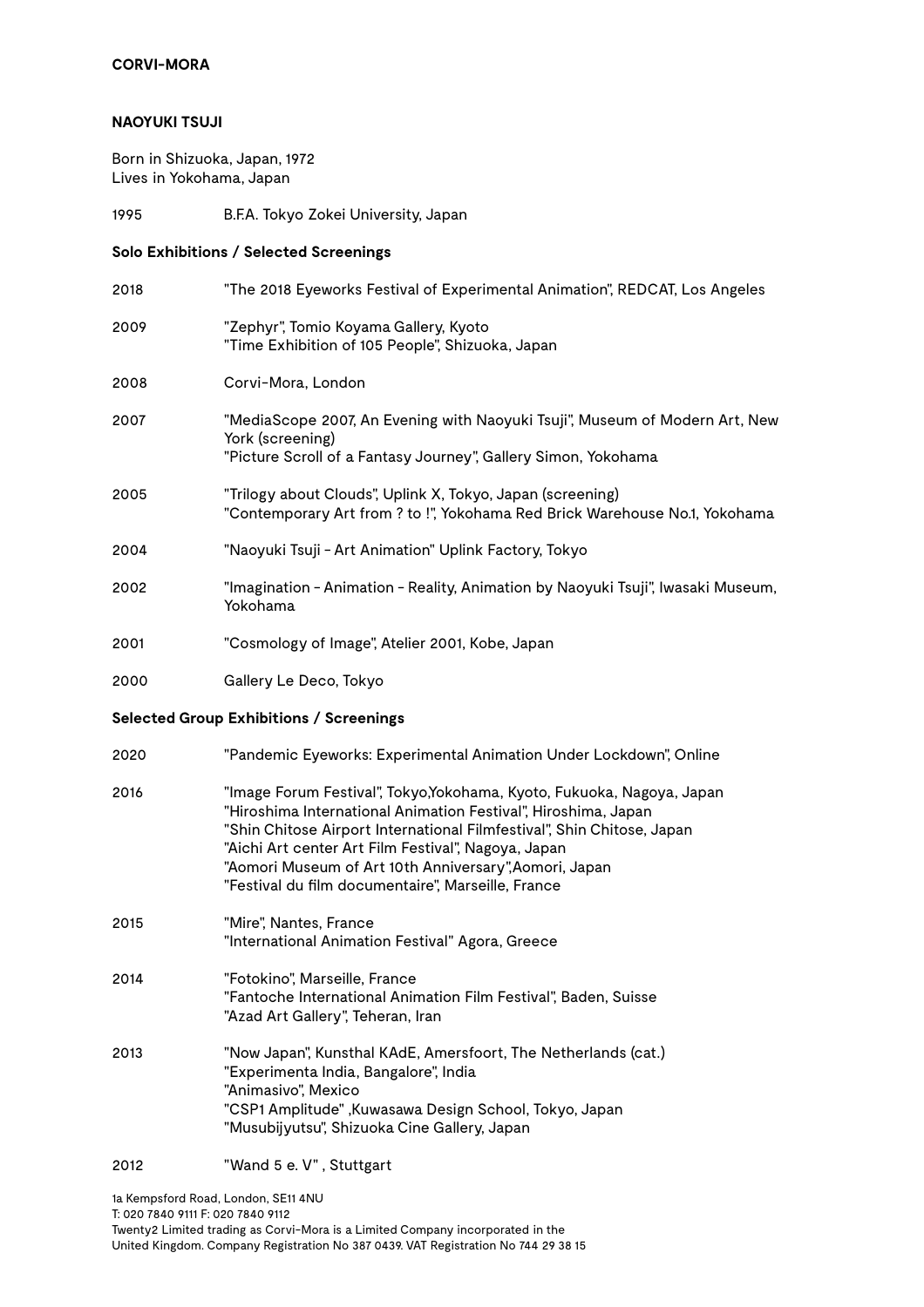**CORVI-MORA**

**NAOYUKI TSUJI**

Born in Shizuoka, Japan, 1972
Lives in Yokohama, Japan

1995 B.F.A. Tokyo Zokei University, Japan

**Solo Exhibitions / Selected Screenings**

2018 "The 2018 Eyeworks Festival of Experimental Animation", REDCAT, Los Angeles

2009 "Zephyr", Tomio Koyama Gallery, Kyoto
"Time Exhibition of 105 People", Shizuoka, Japan

2008 Corvi-Mora, London

2007 "MediaScope 2007, An Evening with Naoyuki Tsuji", Museum of Modern Art, New York (screening)
"Picture Scroll of a Fantasy Journey", Gallery Simon, Yokohama

2005 "Trilogy about Clouds", Uplink X, Tokyo, Japan (screening)
"Contemporary Art from ? to !", Yokohama Red Brick Warehouse No.1, Yokohama

2004 "Naoyuki Tsuji - Art Animation" Uplink Factory, Tokyo

2002 "Imagination - Animation - Reality, Animation by Naoyuki Tsuji", Iwasaki Museum, Yokohama

2001 "Cosmology of Image", Atelier 2001, Kobe, Japan

2000 Gallery Le Deco, Tokyo

**Selected Group Exhibitions / Screenings**

2020 "Pandemic Eyeworks: Experimental Animation Under Lockdown", Online

2016 "Image Forum Festival", Tokyo,Yokohama, Kyoto, Fukuoka, Nagoya, Japan
"Hiroshima International Animation Festival", Hiroshima, Japan
"Shin Chitose Airport International Filmfestival", Shin Chitose, Japan
"Aichi Art center Art Film Festival", Nagoya, Japan
"Aomori Museum of Art 10th Anniversary",Aomori, Japan
"Festival du film documentaire", Marseille, France

2015 "Mire", Nantes, France
"International Animation Festival" Agora, Greece

2014 "Fotokino", Marseille, France
"Fantoche International Animation Film Festival", Baden, Suisse
"Azad Art Gallery", Teheran, Iran

2013 "Now Japan", Kunsthal KAdE, Amersfoort, The Netherlands (cat.)
"Experimenta India, Bangalore", India
"Animasivo", Mexico
"CSP1 Amplitude" ,Kuwasawa Design School, Tokyo, Japan
"Musubijyutsu", Shizuoka Cine Gallery, Japan

2012 "Wand 5 e. V" , Stuttgart

1a Kempsford Road, London, SE11 4NU
T: 020 7840 9111 F: 020 7840 9112
Twenty2 Limited trading as Corvi-Mora is a Limited Company incorporated in the United Kingdom. Company Registration No 387 0439. VAT Registration No 744 29 38 15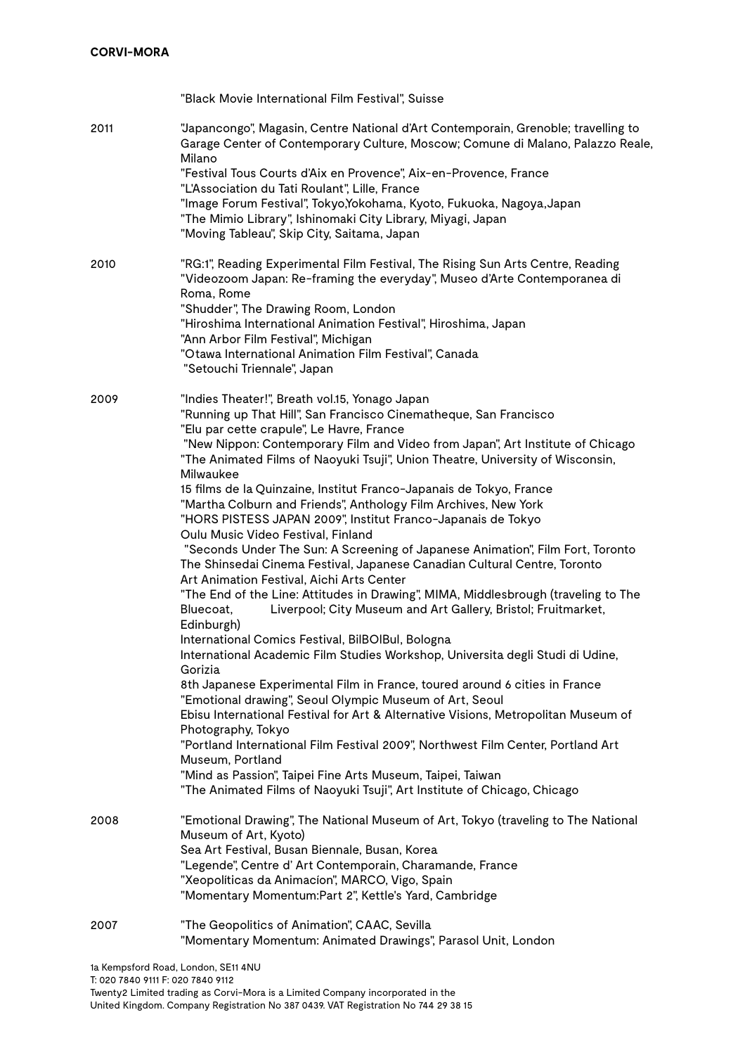"Black Movie International Film Festival", Suisse

2011

"Japancongo", Magasin, Centre National d'Art Contemporain, Grenoble; travelling to Garage Center of Contemporary Culture, Moscow; Comune di Malano, Palazzo Reale, Milano
"Festival Tous Courts d'Aix en Provence", Aix-en-Provence, France
"L'Association du Tati Roulant", Lille, France
"Image Forum Festival", Tokyo,Yokohama, Kyoto, Fukuoka, Nagoya,Japan
"The Mimio Library", Ishinomaki City Library, Miyagi, Japan
"Moving Tableau", Skip City, Saitama, Japan

2010

"RG:1", Reading Experimental Film Festival, The Rising Sun Arts Centre, Reading
"Videozoom Japan: Re-framing the everyday", Museo d'Arte Contemporanea di Roma, Rome
"Shudder", The Drawing Room, London
"Hiroshima International Animation Festival", Hiroshima, Japan
"Ann Arbor Film Festival", Michigan
"Otawa International Animation Film Festival", Canada
"Setouchi Triennale", Japan

2009

"Indies Theater!", Breath vol.15, Yonago Japan
"Running up That Hill", San Francisco Cinematheque, San Francisco
"Elu par cette crapule", Le Havre, France
"New Nippon: Contemporary Film and Video from Japan", Art Institute of Chicago
"The Animated Films of Naoyuki Tsuji", Union Theatre, University of Wisconsin, Milwaukee
15 films de la Quinzaine, Institut Franco-Japanais de Tokyo, France
"Martha Colburn and Friends", Anthology Film Archives, New York
"HORS PISTESS JAPAN 2009", Institut Franco-Japanais de Tokyo
Oulu Music Video Festival, Finland
"Seconds Under The Sun: A Screening of Japanese Animation", Film Fort, Toronto
The Shinsedai Cinema Festival, Japanese Canadian Cultural Centre, Toronto
Art Animation Festival, Aichi Arts Center
"The End of the Line: Attitudes in Drawing", MIMA, Middlesbrough (traveling to The Bluecoat, Liverpool; City Museum and Art Gallery, Bristol; Fruitmarket, Edinburgh)
International Comics Festival, BilBOlBul, Bologna
International Academic Film Studies Workshop, Universita degli Studi di Udine, Gorizia
8th Japanese Experimental Film in France, toured around 6 cities in France
"Emotional drawing", Seoul Olympic Museum of Art, Seoul
Ebisu International Festival for Art & Alternative Visions, Metropolitan Museum of Photography, Tokyo
"Portland International Film Festival 2009", Northwest Film Center, Portland Art Museum, Portland
"Mind as Passion", Taipei Fine Arts Museum, Taipei, Taiwan
"The Animated Films of Naoyuki Tsuji", Art Institute of Chicago, Chicago

2008

"Emotional Drawing", The National Museum of Art, Tokyo (traveling to The National Museum of Art, Kyoto)
Sea Art Festival, Busan Biennale, Busan, Korea
"Legende", Centre d' Art Contemporain, Charamande, France
"Xeopoliticas da Animacíon", MARCO, Vigo, Spain
"Momentary Momentum:Part 2", Kettle's Yard, Cambridge

2007

"The Geopolitics of Animation", CAAC, Sevilla
"Momentary Momentum: Animated Drawings", Parasol Unit, London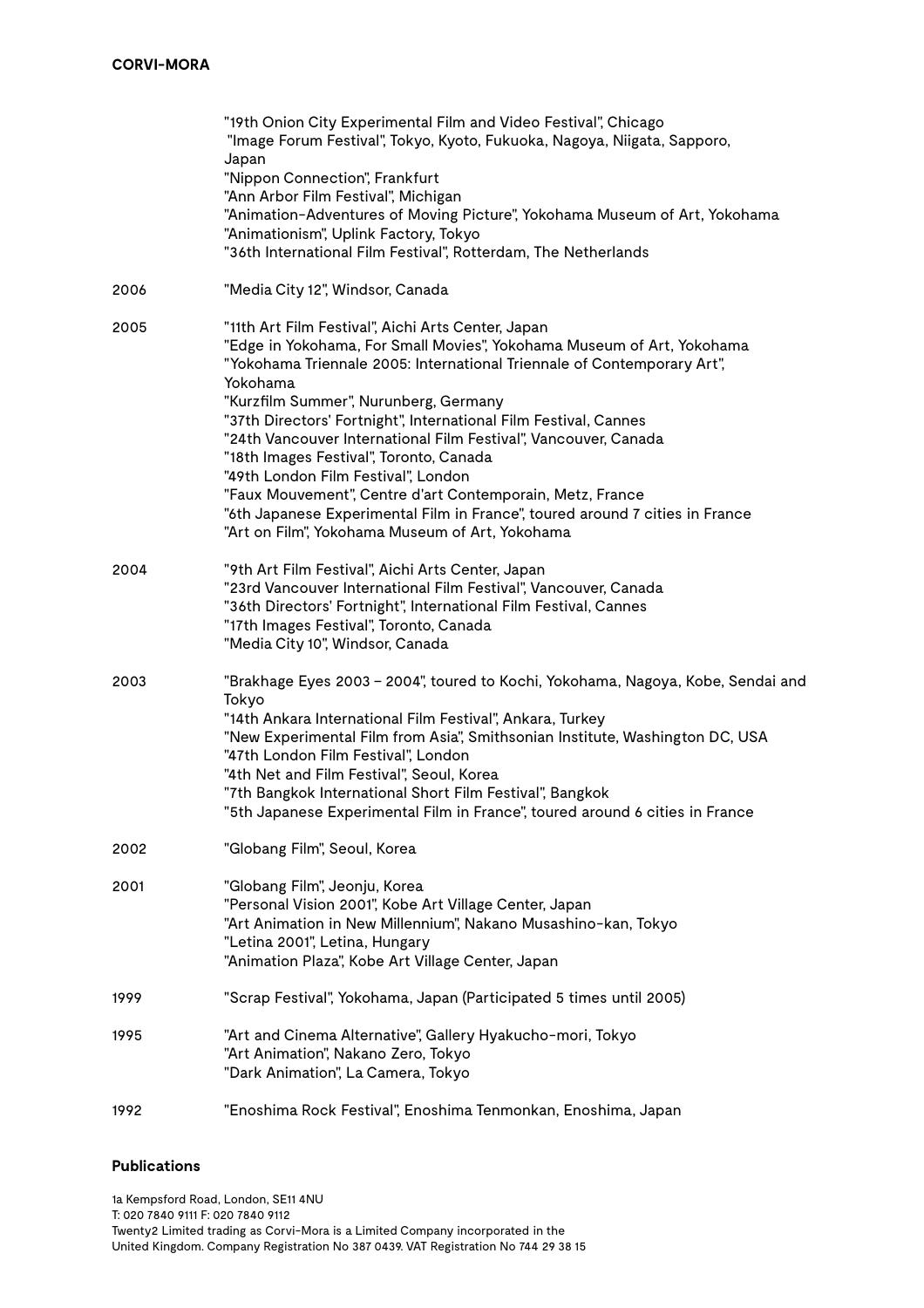| | |
|---|---|
| | "19th Onion City Experimental Film and Video Festival", Chicago |
| | "Image Forum Festival", Tokyo, Kyoto, Fukuoka, Nagoya, Niigata, Sapporo, Japan |
| | "Nippon Connection", Frankfurt |
| | "Ann Arbor Film Festival", Michigan |
| | "Animation-Adventures of Moving Picture", Yokohama Museum of Art, Yokohama |
| | "Animationism", Uplink Factory, Tokyo |
| | "36th International Film Festival", Rotterdam, The Netherlands |
| 2006 | "Media City 12", Windsor, Canada |
| 2005 | "11th Art Film Festival", Aichi Arts Center, Japan |
| | "Edge in Yokohama, For Small Movies", Yokohama Museum of Art, Yokohama |
| | "Yokohama Triennale 2005: International Triennale of Contemporary Art", Yokohama |
| | "Kurzfilm Summer", Nurunberg, Germany |
| | "37th Directors' Fortnight", International Film Festival, Cannes |
| | "24th Vancouver International Film Festival", Vancouver, Canada |
| | "18th Images Festival", Toronto, Canada |
| | "49th London Film Festival", London |
| | "Faux Mouvement", Centre d'art Contemporain, Metz, France |
| | "6th Japanese Experimental Film in France", toured around 7 cities in France |
| | "Art on Film", Yokohama Museum of Art, Yokohama |
| 2004 | "9th Art Film Festival", Aichi Arts Center, Japan |
| | "23rd Vancouver International Film Festival", Vancouver, Canada |
| | "36th Directors' Fortnight", International Film Festival, Cannes |
| | "17th Images Festival", Toronto, Canada |
| | "Media City 10", Windsor, Canada |
| 2003 | "Brakhage Eyes 2003 – 2004", toured to Kochi, Yokohama, Nagoya, Kobe, Sendai and Tokyo |
| | "14th Ankara International Film Festival", Ankara, Turkey |
| | "New Experimental Film from Asia", Smithsonian Institute, Washington DC, USA |
| | "47th London Film Festival", London |
| | "4th Net and Film Festival", Seoul, Korea |
| | "7th Bangkok International Short Film Festival", Bangkok |
| | "5th Japanese Experimental Film in France", toured around 6 cities in France |
| 2002 | "Globang Film", Seoul, Korea |
| 2001 | "Globang Film", Jeonju, Korea |
| | "Personal Vision 2001", Kobe Art Village Center, Japan |
| | "Art Animation in New Millennium", Nakano Musashino-kan, Tokyo |
| | "Letina 2001", Letina, Hungary |
| | "Animation Plaza", Kobe Art Village Center, Japan |
| 1999 | "Scrap Festival", Yokohama, Japan (Participated 5 times until 2005) |
| 1995 | "Art and Cinema Alternative", Gallery Hyakucho-mori, Tokyo |
| | "Art Animation", Nakano Zero, Tokyo |
| | "Dark Animation", La Camera, Tokyo |
| 1992 | "Enoshima Rock Festival", Enoshima Tenmonkan, Enoshima, Japan |

**Publications**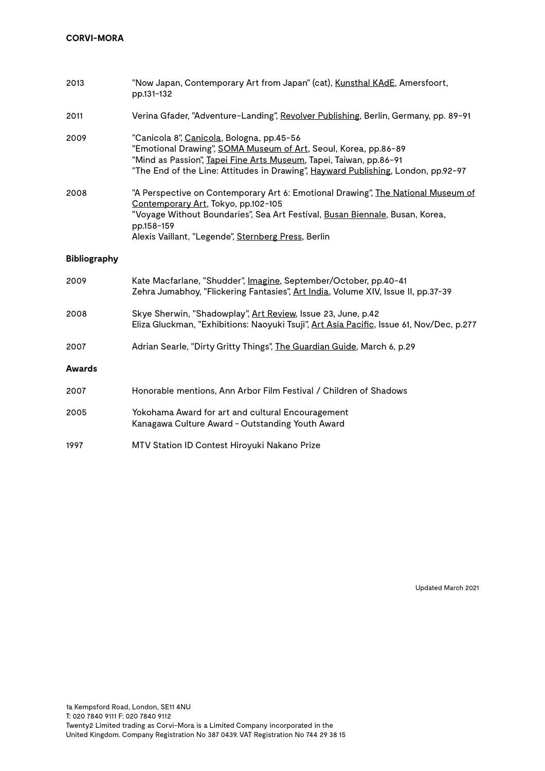2013 "Now Japan, Contemporary Art from Japan" (cat), Kunsthal KAdE, Amersfoort, pp.131-132

2011 Verina Gfader, "Adventure-Landing", Revolver Publishing, Berlin, Germany, pp. 89-91

2009 "Canicola 8", Canicola, Bologna, pp.45-56
"Emotional Drawing", SOMA Museum of Art, Seoul, Korea, pp.86-89
"Mind as Passion", Tapei Fine Arts Museum, Tapei, Taiwan, pp.86-91
"The End of the Line: Attitudes in Drawing", Hayward Publishing, London, pp.92-97

2008 "A Perspective on Contemporary Art 6: Emotional Drawing", The National Museum of Contemporary Art, Tokyo, pp.102-105
"Voyage Without Boundaries", Sea Art Festival, Busan Biennale, Busan, Korea, pp.158-159
Alexis Vaillant, "Legende", Sternberg Press, Berlin

**Bibliography**

2009 Kate Macfarlane, "Shudder", Imagine, September/October, pp.40-41
Zehra Jumabhoy, "Flickering Fantasies", Art India, Volume XIV, Issue II, pp.37-39

2008 Skye Sherwin, "Shadowplay", Art Review, Issue 23, June, p.42
Eliza Gluckman, "Exhibitions: Naoyuki Tsuji", Art Asia Pacific, Issue 61, Nov/Dec, p.277

2007 Adrian Searle, "Dirty Gritty Things", The Guardian Guide, March 6, p.29

**Awards**

2007 Honorable mentions, Ann Arbor Film Festival / Children of Shadows

2005 Yokohama Award for art and cultural Encouragement
Kanagawa Culture Award - Outstanding Youth Award

1997 MTV Station ID Contest Hiroyuki Nakano Prize

Updated March 2021